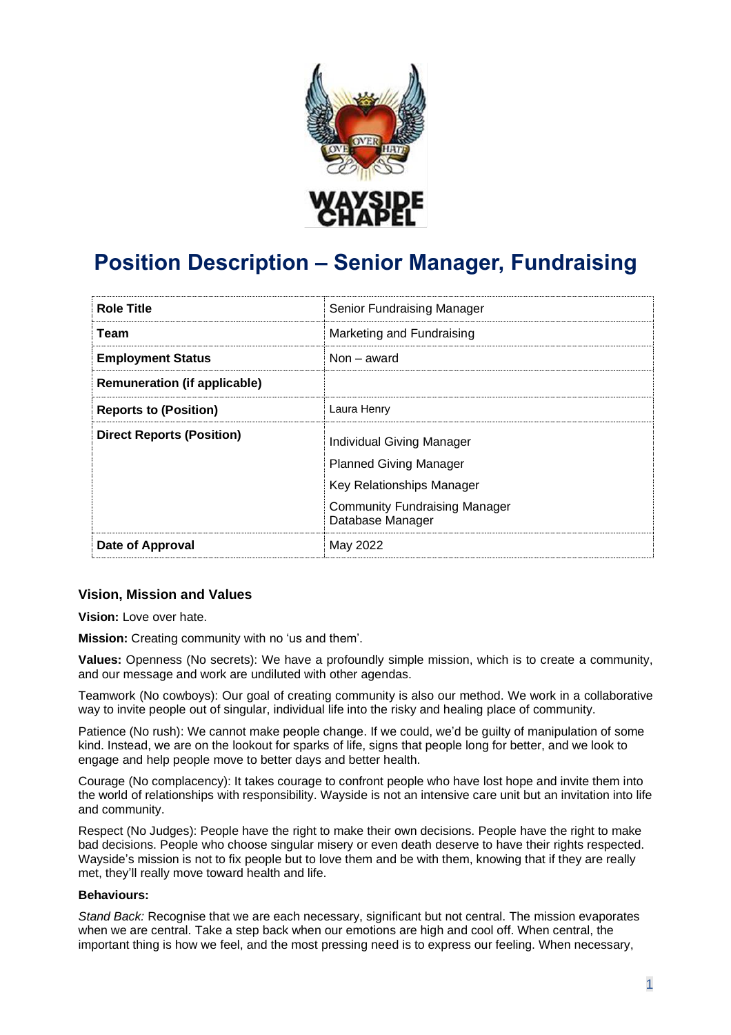# Position Description – Senior Manager, Fundraising

| Role Title | Senior Fundraising Manager |
| --- | --- |
| Team | Marketing and Fundraising |
| Employment Status | Non – award |
| Remuneration (if applicable) | |
| Reports to (Position) | Laura Henry |
| Direct Reports (Position) | Individual Giving Manager<br>Planned Giving Manager<br>Key Relationships Manager<br>Community Fundraising Manager<br>Database Manager |
| Date of Approval | May 2022 |

### Vision, Mission and Values

**Vision:** Love over hate.

**Mission:** Creating community with no 'us and them'.

**Values:** Openness (No secrets): We have a profoundly simple mission, which is to create a community, and our message and work are undiluted with other agendas.

Teamwork (No cowboys): Our goal of creating community is also our method. We work in a collaborative way to invite people out of singular, individual life into the risky and healing place of community.

Patience (No rush): We cannot make people change. If we could, we'd be guilty of manipulation of some kind. Instead, we are on the lookout for sparks of life, signs that people long for better, and we look to engage and help people move to better days and better health.

Courage (No complacency): It takes courage to confront people who have lost hope and invite them into the world of relationships with responsibility. Wayside is not an intensive care unit but an invitation into life and community.

Respect (No Judges): People have the right to make their own decisions. People have the right to make bad decisions. People who choose singular misery or even death deserve to have their rights respected. Wayside's mission is not to fix people but to love them and be with them, knowing that if they are really met, they'll really move toward health and life.

**Behaviours:**

*Stand Back:* Recognise that we are each necessary, significant but not central. The mission evaporates when we are central. Take a step back when our emotions are high and cool off. When central, the important thing is how we feel, and the most pressing need is to express our feeling. When necessary,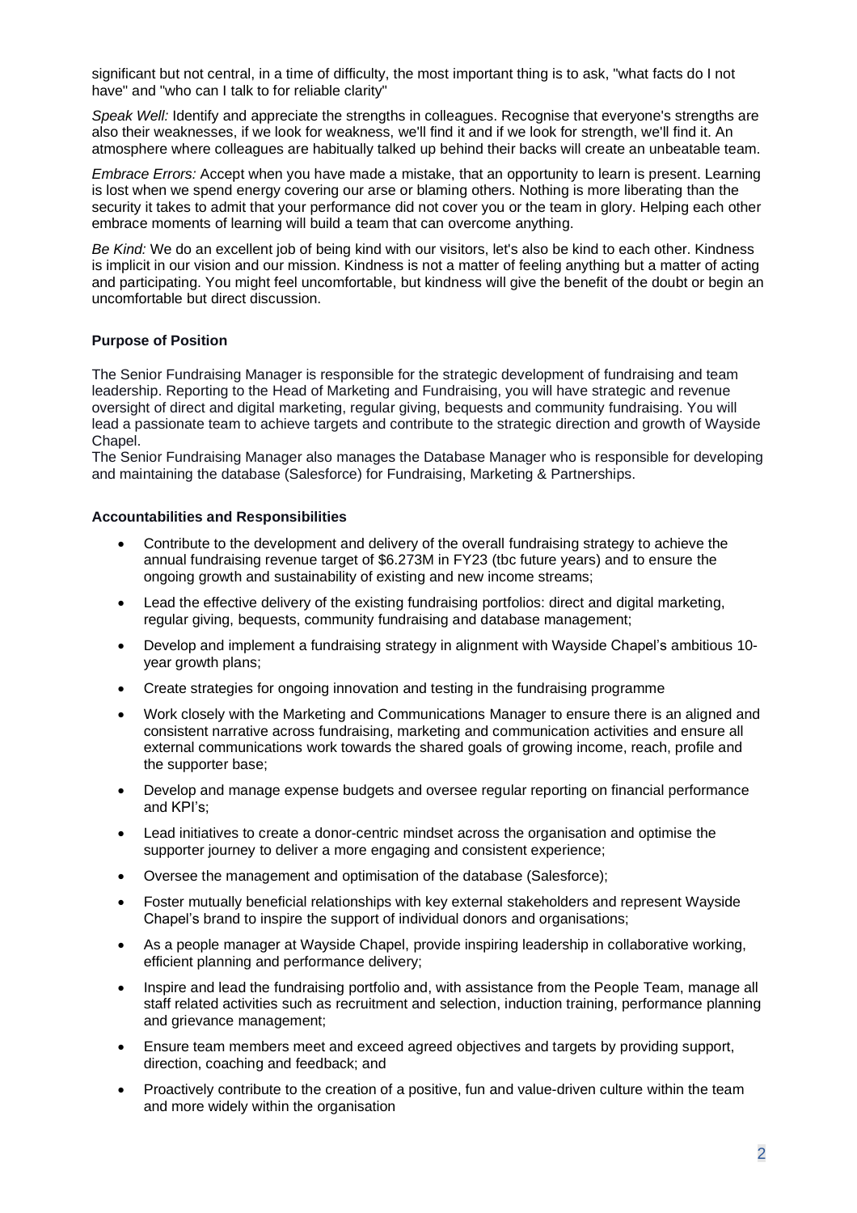significant but not central, in a time of difficulty, the most important thing is to ask, "what facts do I not have" and "who can I talk to for reliable clarity"

*Speak Well:* Identify and appreciate the strengths in colleagues. Recognise that everyone's strengths are also their weaknesses, if we look for weakness, we'll find it and if we look for strength, we'll find it. An atmosphere where colleagues are habitually talked up behind their backs will create an unbeatable team.

*Embrace Errors:* Accept when you have made a mistake, that an opportunity to learn is present. Learning is lost when we spend energy covering our arse or blaming others. Nothing is more liberating than the security it takes to admit that your performance did not cover you or the team in glory. Helping each other embrace moments of learning will build a team that can overcome anything.

*Be Kind:* We do an excellent job of being kind with our visitors, let's also be kind to each other. Kindness is implicit in our vision and our mission. Kindness is not a matter of feeling anything but a matter of acting and participating. You might feel uncomfortable, but kindness will give the benefit of the doubt or begin an uncomfortable but direct discussion.

**Purpose of Position**

The Senior Fundraising Manager is responsible for the strategic development of fundraising and team leadership. Reporting to the Head of Marketing and Fundraising, you will have strategic and revenue oversight of direct and digital marketing, regular giving, bequests and community fundraising. You will lead a passionate team to achieve targets and contribute to the strategic direction and growth of Wayside Chapel.
The Senior Fundraising Manager also manages the Database Manager who is responsible for developing and maintaining the database (Salesforce) for Fundraising, Marketing & Partnerships.

**Accountabilities and Responsibilities**

- Contribute to the development and delivery of the overall fundraising strategy to achieve the annual fundraising revenue target of $6.273M in FY23 (tbc future years) and to ensure the ongoing growth and sustainability of existing and new income streams;
- Lead the effective delivery of the existing fundraising portfolios: direct and digital marketing, regular giving, bequests, community fundraising and database management;
- Develop and implement a fundraising strategy in alignment with Wayside Chapel's ambitious 10-year growth plans;
- Create strategies for ongoing innovation and testing in the fundraising programme
- Work closely with the Marketing and Communications Manager to ensure there is an aligned and consistent narrative across fundraising, marketing and communication activities and ensure all external communications work towards the shared goals of growing income, reach, profile and the supporter base;
- Develop and manage expense budgets and oversee regular reporting on financial performance and KPI's;
- Lead initiatives to create a donor-centric mindset across the organisation and optimise the supporter journey to deliver a more engaging and consistent experience;
- Oversee the management and optimisation of the database (Salesforce);
- Foster mutually beneficial relationships with key external stakeholders and represent Wayside Chapel's brand to inspire the support of individual donors and organisations;
- As a people manager at Wayside Chapel, provide inspiring leadership in collaborative working, efficient planning and performance delivery;
- Inspire and lead the fundraising portfolio and, with assistance from the People Team, manage all staff related activities such as recruitment and selection, induction training, performance planning and grievance management;
- Ensure team members meet and exceed agreed objectives and targets by providing support, direction, coaching and feedback; and
- Proactively contribute to the creation of a positive, fun and value-driven culture within the team and more widely within the organisation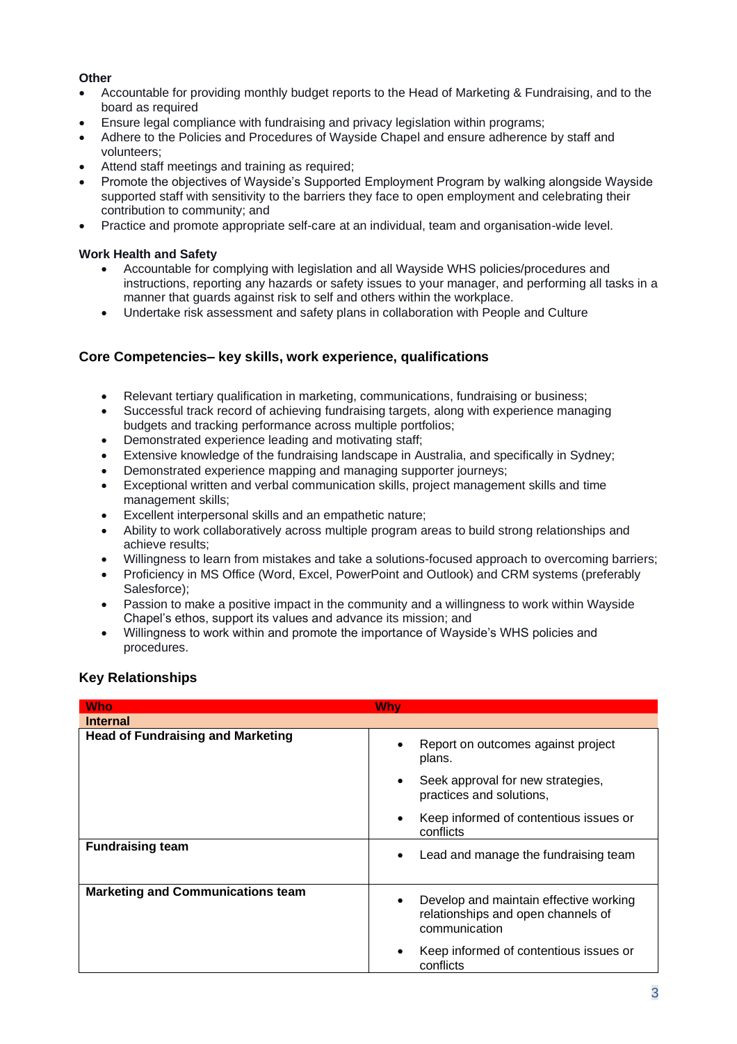**Other**

- Accountable for providing monthly budget reports to the Head of Marketing & Fundraising, and to the board as required
- Ensure legal compliance with fundraising and privacy legislation within programs;
- Adhere to the Policies and Procedures of Wayside Chapel and ensure adherence by staff and volunteers;
- Attend staff meetings and training as required;
- Promote the objectives of Wayside's Supported Employment Program by walking alongside Wayside supported staff with sensitivity to the barriers they face to open employment and celebrating their contribution to community; and
- Practice and promote appropriate self-care at an individual, team and organisation-wide level.

**Work Health and Safety**

- Accountable for complying with legislation and all Wayside WHS policies/procedures and instructions, reporting any hazards or safety issues to your manager, and performing all tasks in a manner that guards against risk to self and others within the workplace.
- Undertake risk assessment and safety plans in collaboration with People and Culture

## Core Competencies– key skills, work experience, qualifications

- Relevant tertiary qualification in marketing, communications, fundraising or business;
- Successful track record of achieving fundraising targets, along with experience managing budgets and tracking performance across multiple portfolios;
- Demonstrated experience leading and motivating staff;
- Extensive knowledge of the fundraising landscape in Australia, and specifically in Sydney;
- Demonstrated experience mapping and managing supporter journeys;
- Exceptional written and verbal communication skills, project management skills and time management skills;
- Excellent interpersonal skills and an empathetic nature;
- Ability to work collaboratively across multiple program areas to build strong relationships and achieve results;
- Willingness to learn from mistakes and take a solutions-focused approach to overcoming barriers;
- Proficiency in MS Office (Word, Excel, PowerPoint and Outlook) and CRM systems (preferably Salesforce);
- Passion to make a positive impact in the community and a willingness to work within Wayside Chapel's ethos, support its values and advance its mission; and
- Willingness to work within and promote the importance of Wayside's WHS policies and procedures.

## Key Relationships

| Who | Why |
|---|---|
| **Internal** | |
| **Head of Fundraising and Marketing** | • Report on outcomes against project plans.<br>• Seek approval for new strategies, practices and solutions,<br>• Keep informed of contentious issues or conflicts |
| **Fundraising team** | • Lead and manage the fundraising team |
| **Marketing and Communications team** | • Develop and maintain effective working relationships and open channels of communication<br>• Keep informed of contentious issues or conflicts |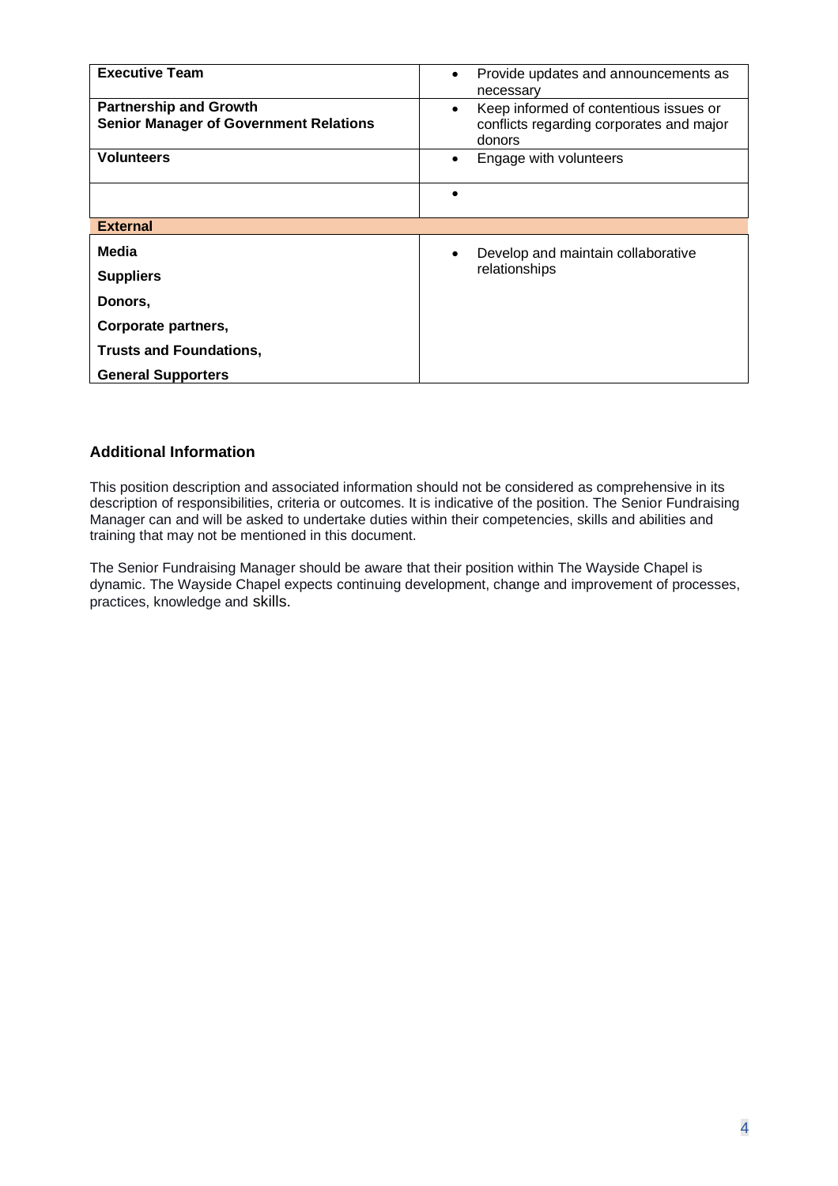| | |
|---|---|
| **Executive Team** | • Provide updates and announcements as necessary |
| **Partnership and Growth**<br>**Senior Manager of Government Relations** | • Keep informed of contentious issues or conflicts regarding corporates and major donors |
| **Volunteers** | • Engage with volunteers |
| | • |
| **External** | |
| **Media**<br>**Suppliers**<br>**Donors,**<br>**Corporate partners,**<br>**Trusts and Foundations,**<br>**General Supporters** | • Develop and maintain collaborative relationships |

### Additional Information

This position description and associated information should not be considered as comprehensive in its description of responsibilities, criteria or outcomes. It is indicative of the position. The Senior Fundraising Manager can and will be asked to undertake duties within their competencies, skills and abilities and training that may not be mentioned in this document.

The Senior Fundraising Manager should be aware that their position within The Wayside Chapel is dynamic. The Wayside Chapel expects continuing development, change and improvement of processes, practices, knowledge and skills.